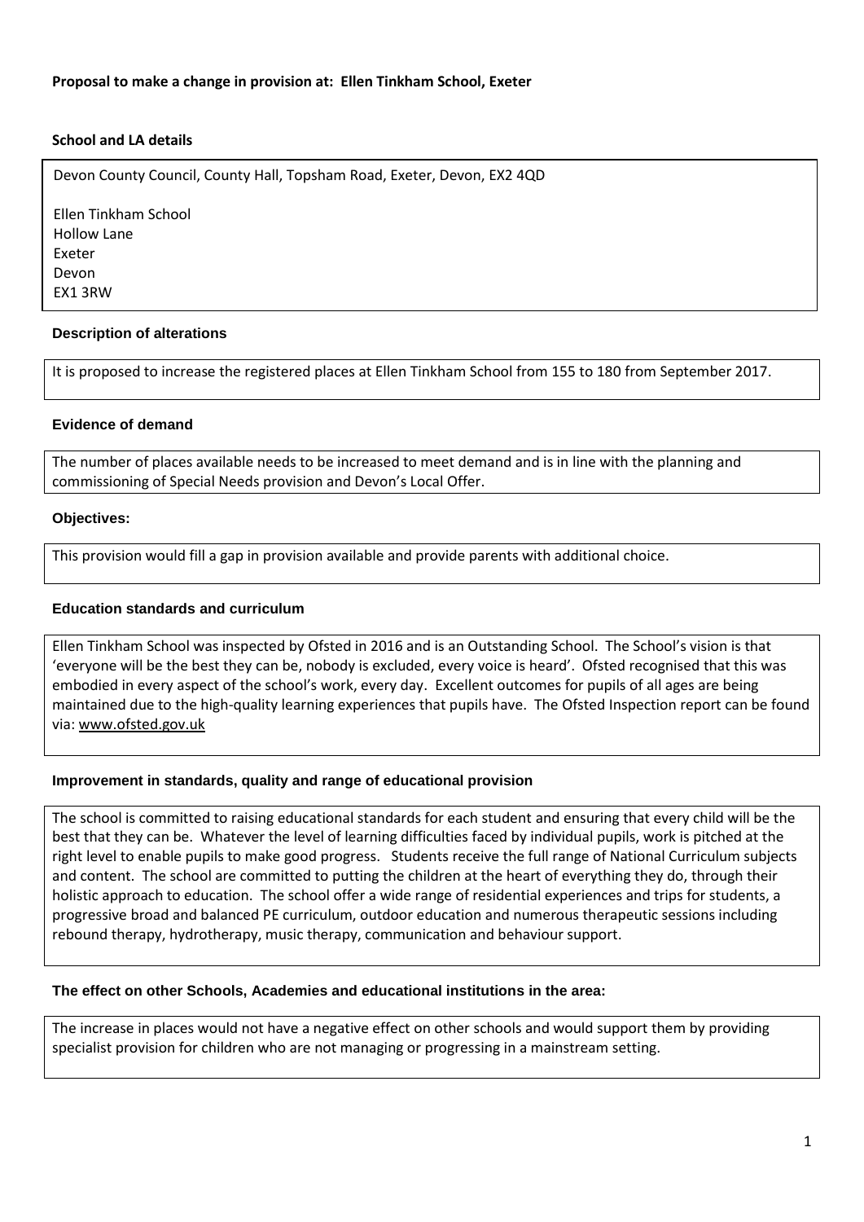**Proposal to make a change in provision at: Ellen Tinkham School, Exeter**

**School and LA details**

Devon County Council, County Hall, Topsham Road, Exeter, Devon, EX2 4QD

Ellen Tinkham School
Hollow Lane
Exeter
Devon
EX1 3RW

**Description of alterations**

It is proposed to increase the registered places at Ellen Tinkham School from 155 to 180 from September 2017.

**Evidence of demand**

The number of places available needs to be increased to meet demand and is in line with the planning and commissioning of Special Needs provision and Devon's Local Offer.

**Objectives:**

This provision would fill a gap in provision available and provide parents with additional choice.

**Education standards and curriculum**

Ellen Tinkham School was inspected by Ofsted in 2016 and is an Outstanding School. The School's vision is that 'everyone will be the best they can be, nobody is excluded, every voice is heard'. Ofsted recognised that this was embodied in every aspect of the school's work, every day. Excellent outcomes for pupils of all ages are being maintained due to the high-quality learning experiences that pupils have. The Ofsted Inspection report can be found via: www.ofsted.gov.uk

**Improvement in standards, quality and range of educational provision**

The school is committed to raising educational standards for each student and ensuring that every child will be the best that they can be. Whatever the level of learning difficulties faced by individual pupils, work is pitched at the right level to enable pupils to make good progress. Students receive the full range of National Curriculum subjects and content. The school are committed to putting the children at the heart of everything they do, through their holistic approach to education. The school offer a wide range of residential experiences and trips for students, a progressive broad and balanced PE curriculum, outdoor education and numerous therapeutic sessions including rebound therapy, hydrotherapy, music therapy, communication and behaviour support.

**The effect on other Schools, Academies and educational institutions in the area:**

The increase in places would not have a negative effect on other schools and would support them by providing specialist provision for children who are not managing or progressing in a mainstream setting.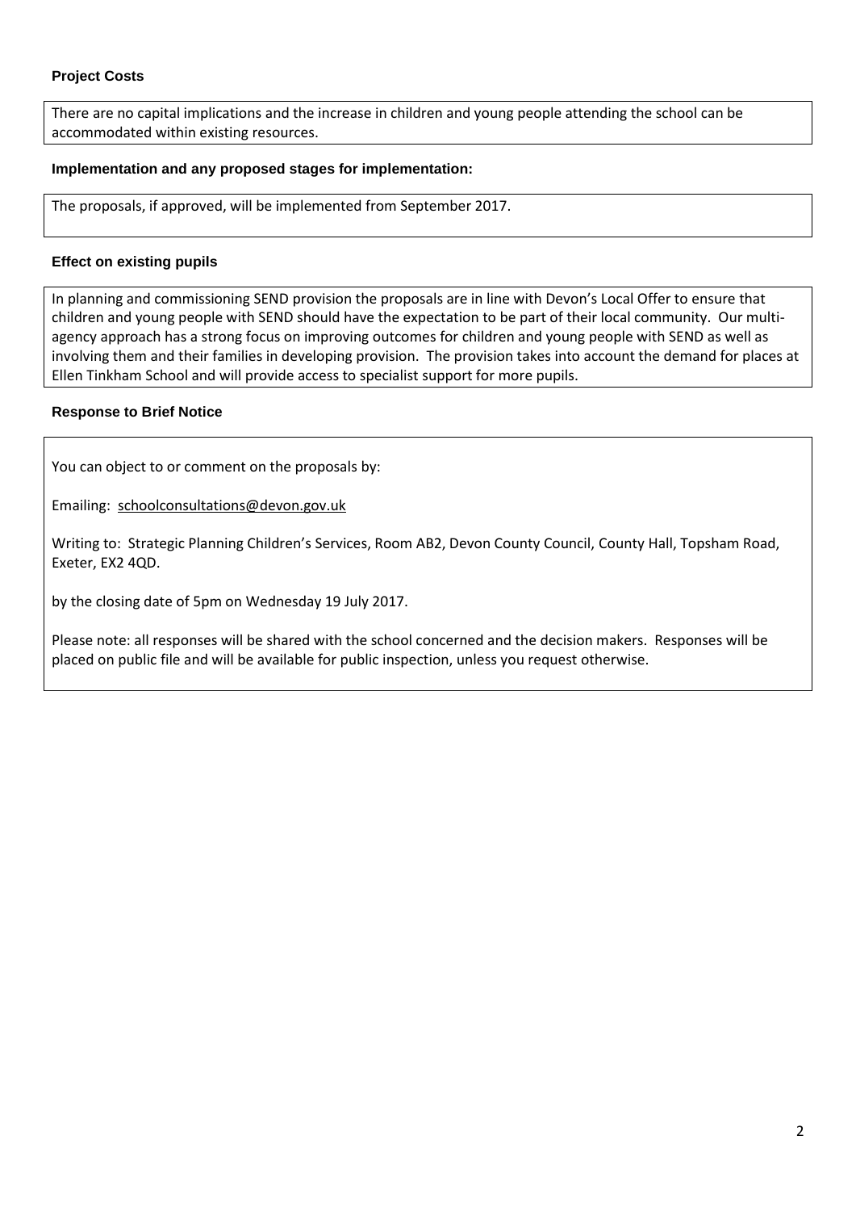**Project Costs**

There are no capital implications and the increase in children and young people attending the school can be accommodated within existing resources.

**Implementation and any proposed stages for implementation:**

The proposals, if approved, will be implemented from September 2017.

**Effect on existing pupils**

In planning and commissioning SEND provision the proposals are in line with Devon's Local Offer to ensure that children and young people with SEND should have the expectation to be part of their local community. Our multi-agency approach has a strong focus on improving outcomes for children and young people with SEND as well as involving them and their families in developing provision. The provision takes into account the demand for places at Ellen Tinkham School and will provide access to specialist support for more pupils.

**Response to Brief Notice**

You can object to or comment on the proposals by:

Emailing: schoolconsultations@devon.gov.uk

Writing to: Strategic Planning Children's Services, Room AB2, Devon County Council, County Hall, Topsham Road, Exeter, EX2 4QD.

by the closing date of 5pm on Wednesday 19 July 2017.

Please note: all responses will be shared with the school concerned and the decision makers. Responses will be placed on public file and will be available for public inspection, unless you request otherwise.